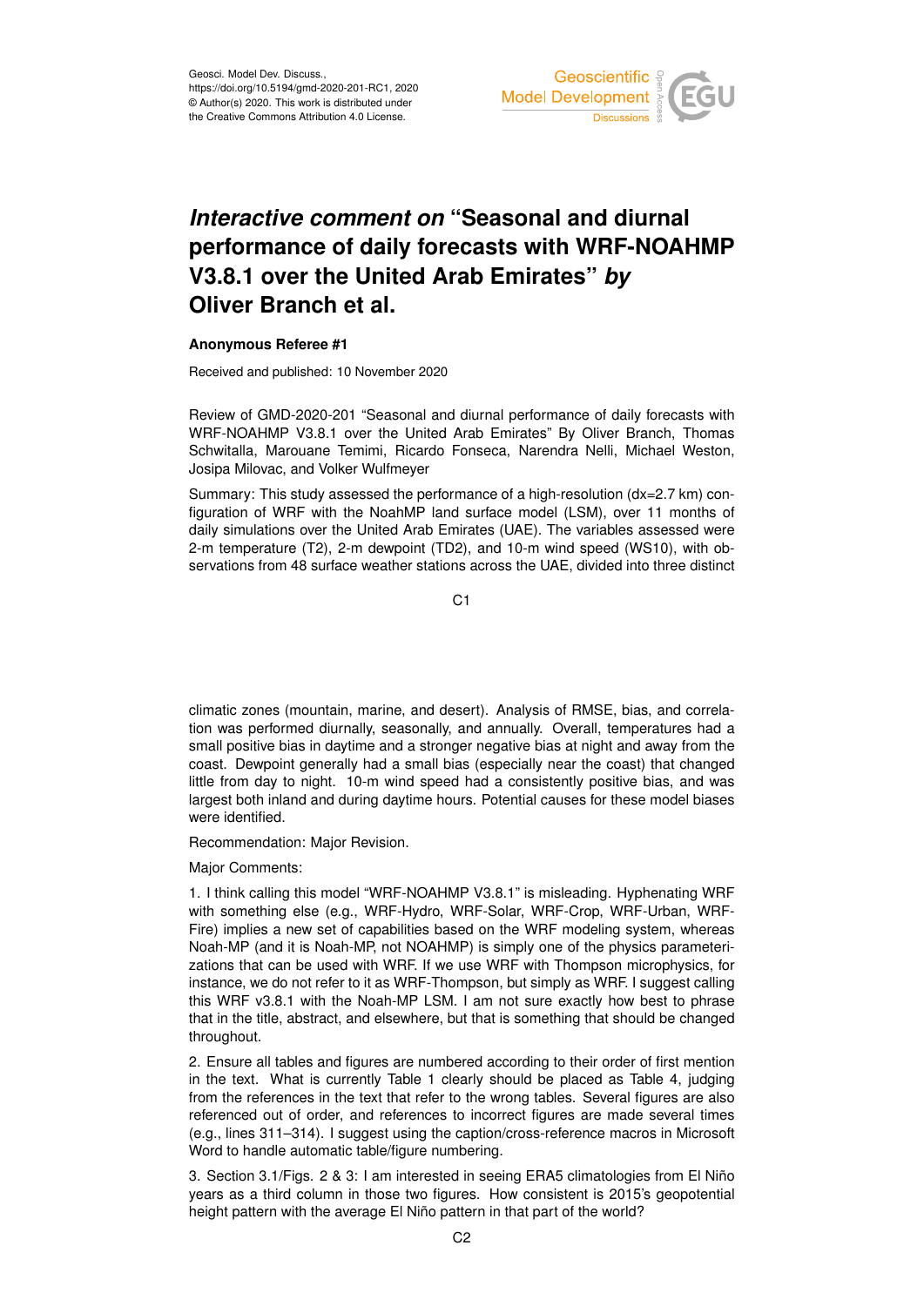Geosci. Model Dev. Discuss.,
https://doi.org/10.5194/gmd-2020-201-RC1, 2020
© Author(s) 2020. This work is distributed under
the Creative Commons Attribution 4.0 License.

# *Interactive comment on* "Seasonal and diurnal performance of daily forecasts with WRF-NOAHMP V3.8.1 over the United Arab Emirates" *by* Oliver Branch et al.

**Anonymous Referee #1**

Received and published: 10 November 2020

Review of GMD-2020-201 "Seasonal and diurnal performance of daily forecasts with WRF-NOAHMP V3.8.1 over the United Arab Emirates" By Oliver Branch, Thomas Schwitalla, Marouane Temimi, Ricardo Fonseca, Narendra Nelli, Michael Weston, Josipa Milovac, and Volker Wulfmeyer

Summary: This study assessed the performance of a high-resolution (dx=2.7 km) configuration of WRF with the NoahMP land surface model (LSM), over 11 months of daily simulations over the United Arab Emirates (UAE). The variables assessed were 2-m temperature (T2), 2-m dewpoint (TD2), and 10-m wind speed (WS10), with observations from 48 surface weather stations across the UAE, divided into three distinct climatic zones (mountain, marine, and desert). Analysis of RMSE, bias, and correlation was performed diurnally, seasonally, and annually. Overall, temperatures had a small positive bias in daytime and a stronger negative bias at night and away from the coast. Dewpoint generally had a small bias (especially near the coast) that changed little from day to night. 10-m wind speed had a consistently positive bias, and was largest both inland and during daytime hours. Potential causes for these model biases were identified.

Recommendation: Major Revision.

Major Comments:

1. I think calling this model "WRF-NOAHMP V3.8.1" is misleading. Hyphenating WRF with something else (e.g., WRF-Hydro, WRF-Solar, WRF-Crop, WRF-Urban, WRF-Fire) implies a new set of capabilities based on the WRF modeling system, whereas Noah-MP (and it is Noah-MP, not NOAHMP) is simply one of the physics parameterizations that can be used with WRF. If we use WRF with Thompson microphysics, for instance, we do not refer to it as WRF-Thompson, but simply as WRF. I suggest calling this WRF v3.8.1 with the Noah-MP LSM. I am not sure exactly how best to phrase that in the title, abstract, and elsewhere, but that is something that should be changed throughout.

2. Ensure all tables and figures are numbered according to their order of first mention in the text. What is currently Table 1 clearly should be placed as Table 4, judging from the references in the text that refer to the wrong tables. Several figures are also referenced out of order, and references to incorrect figures are made several times (e.g., lines 311–314). I suggest using the caption/cross-reference macros in Microsoft Word to handle automatic table/figure numbering.

3. Section 3.1/Figs. 2 & 3: I am interested in seeing ERA5 climatologies from El Niño years as a third column in those two figures. How consistent is 2015's geopotential height pattern with the average El Niño pattern in that part of the world?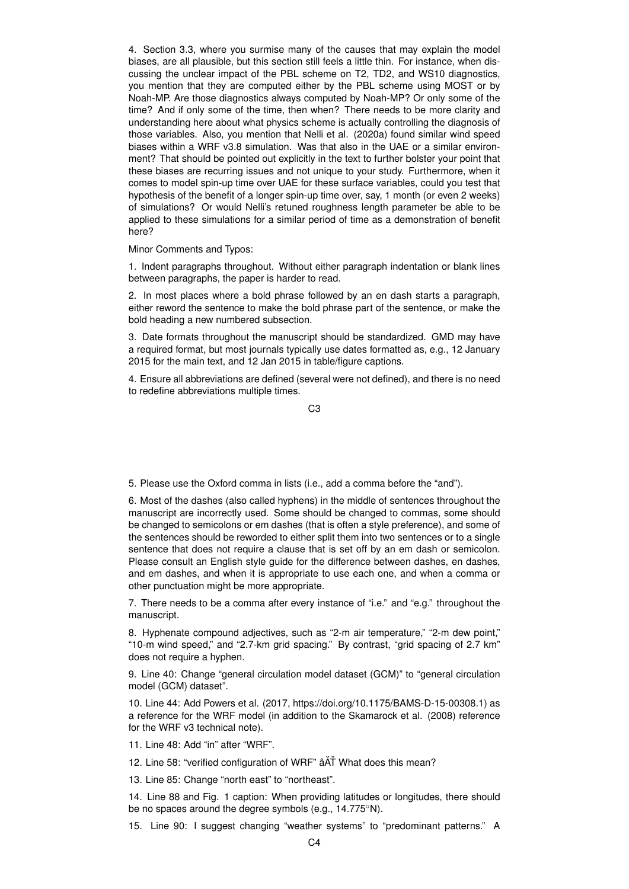4. Section 3.3, where you surmise many of the causes that may explain the model biases, are all plausible, but this section still feels a little thin. For instance, when discussing the unclear impact of the PBL scheme on T2, TD2, and WS10 diagnostics, you mention that they are computed either by the PBL scheme using MOST or by Noah-MP. Are those diagnostics always computed by Noah-MP? Or only some of the time? And if only some of the time, then when? There needs to be more clarity and understanding here about what physics scheme is actually controlling the diagnosis of those variables. Also, you mention that Nelli et al. (2020a) found similar wind speed biases within a WRF v3.8 simulation. Was that also in the UAE or a similar environment? That should be pointed out explicitly in the text to further bolster your point that these biases are recurring issues and not unique to your study. Furthermore, when it comes to model spin-up time over UAE for these surface variables, could you test that hypothesis of the benefit of a longer spin-up time over, say, 1 month (or even 2 weeks) of simulations? Or would Nelli's retuned roughness length parameter be able to be applied to these simulations for a similar period of time as a demonstration of benefit here?

Minor Comments and Typos:

1. Indent paragraphs throughout. Without either paragraph indentation or blank lines between paragraphs, the paper is harder to read.

2. In most places where a bold phrase followed by an en dash starts a paragraph, either reword the sentence to make the bold phrase part of the sentence, or make the bold heading a new numbered subsection.

3. Date formats throughout the manuscript should be standardized. GMD may have a required format, but most journals typically use dates formatted as, e.g., 12 January 2015 for the main text, and 12 Jan 2015 in table/figure captions.

4. Ensure all abbreviations are defined (several were not defined), and there is no need to redefine abbreviations multiple times.

5. Please use the Oxford comma in lists (i.e., add a comma before the "and").

6. Most of the dashes (also called hyphens) in the middle of sentences throughout the manuscript are incorrectly used. Some should be changed to commas, some should be changed to semicolons or em dashes (that is often a style preference), and some of the sentences should be reworded to either split them into two sentences or to a single sentence that does not require a clause that is set off by an em dash or semicolon. Please consult an English style guide for the difference between dashes, en dashes, and em dashes, and when it is appropriate to use each one, and when a comma or other punctuation might be more appropriate.

7. There needs to be a comma after every instance of "i.e." and "e.g." throughout the manuscript.

8. Hyphenate compound adjectives, such as "2-m air temperature," "2-m dew point," "10-m wind speed," and "2.7-km grid spacing." By contrast, "grid spacing of 2.7 km" does not require a hyphen.

9. Line 40: Change "general circulation model dataset (GCM)" to "general circulation model (GCM) dataset".

10. Line 44: Add Powers et al. (2017, https://doi.org/10.1175/BAMS-D-15-00308.1) as a reference for the WRF model (in addition to the Skamarock et al. (2008) reference for the WRF v3 technical note).

11. Line 48: Add "in" after "WRF".

12. Line 58: "verified configuration of WRF" âĂŤ What does this mean?

13. Line 85: Change "north east" to "northeast".

14. Line 88 and Fig. 1 caption: When providing latitudes or longitudes, there should be no spaces around the degree symbols (e.g., 14.775°N).

15. Line 90: I suggest changing "weather systems" to "predominant patterns." A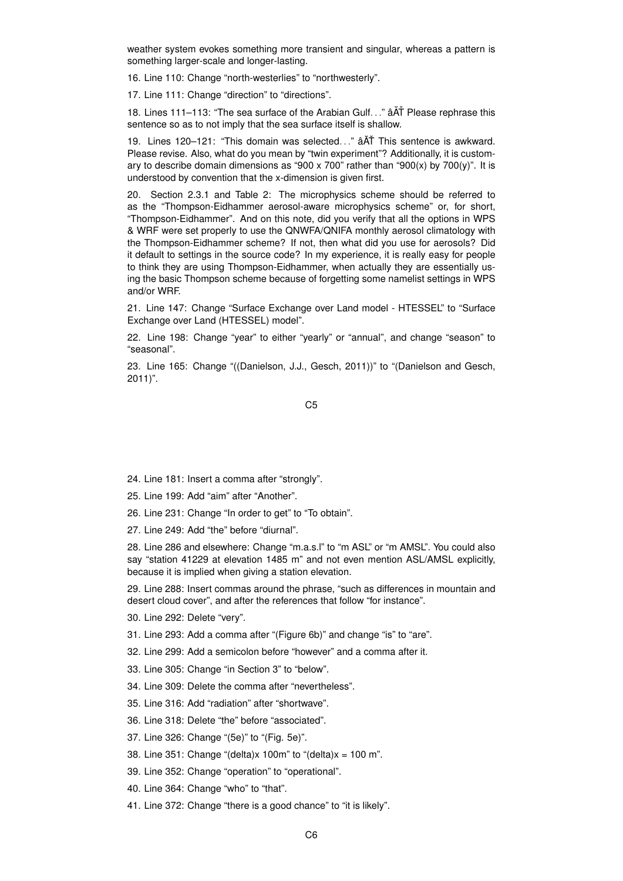weather system evokes something more transient and singular, whereas a pattern is something larger-scale and longer-lasting.

16. Line 110: Change “north-westerlies” to “northwesterly”.

17. Line 111: Change “direction” to “directions”.

18. Lines 111–113: “The sea surface of the Arabian Gulf. . .” âĂŤ Please rephrase this sentence so as to not imply that the sea surface itself is shallow.

19. Lines 120–121: “This domain was selected. . .” âĂŤ This sentence is awkward. Please revise. Also, what do you mean by “twin experiment”? Additionally, it is customary to describe domain dimensions as “900 x 700” rather than “900(x) by 700(y)”. It is understood by convention that the x-dimension is given first.

20. Section 2.3.1 and Table 2: The microphysics scheme should be referred to as the “Thompson-Eidhammer aerosol-aware microphysics scheme” or, for short, “Thompson-Eidhammer”. And on this note, did you verify that all the options in WPS & WRF were set properly to use the QNWFA/QNIFA monthly aerosol climatology with the Thompson-Eidhammer scheme? If not, then what did you use for aerosols? Did it default to settings in the source code? In my experience, it is really easy for people to think they are using Thompson-Eidhammer, when actually they are essentially using the basic Thompson scheme because of forgetting some namelist settings in WPS and/or WRF.

21. Line 147: Change “Surface Exchange over Land model - HTESSEL” to “Surface Exchange over Land (HTESSEL) model”.

22. Line 198: Change “year” to either “yearly” or “annual”, and change “season” to “seasonal”.

23. Line 165: Change “((Danielson, J.J., Gesch, 2011))” to “(Danielson and Gesch, 2011)”.

24. Line 181: Insert a comma after “strongly”.

25. Line 199: Add “aim” after “Another”.

26. Line 231: Change “In order to get” to “To obtain”.

27. Line 249: Add “the” before “diurnal”.

28. Line 286 and elsewhere: Change “m.a.s.l” to “m ASL” or “m AMSL”. You could also say “station 41229 at elevation 1485 m” and not even mention ASL/AMSL explicitly, because it is implied when giving a station elevation.

29. Line 288: Insert commas around the phrase, “such as differences in mountain and desert cloud cover”, and after the references that follow “for instance”.

30. Line 292: Delete “very”.

31. Line 293: Add a comma after “(Figure 6b)” and change “is” to “are”.

32. Line 299: Add a semicolon before “however” and a comma after it.

33. Line 305: Change “in Section 3” to “below”.

34. Line 309: Delete the comma after “nevertheless”.

35. Line 316: Add “radiation” after “shortwave”.

36. Line 318: Delete “the” before “associated”.

37. Line 326: Change “(5e)” to “(Fig. 5e)”.

38. Line 351: Change “(delta)x 100m” to “(delta)x = 100 m”.

39. Line 352: Change “operation” to “operational”.

40. Line 364: Change “who” to “that”.

41. Line 372: Change “there is a good chance” to “it is likely”.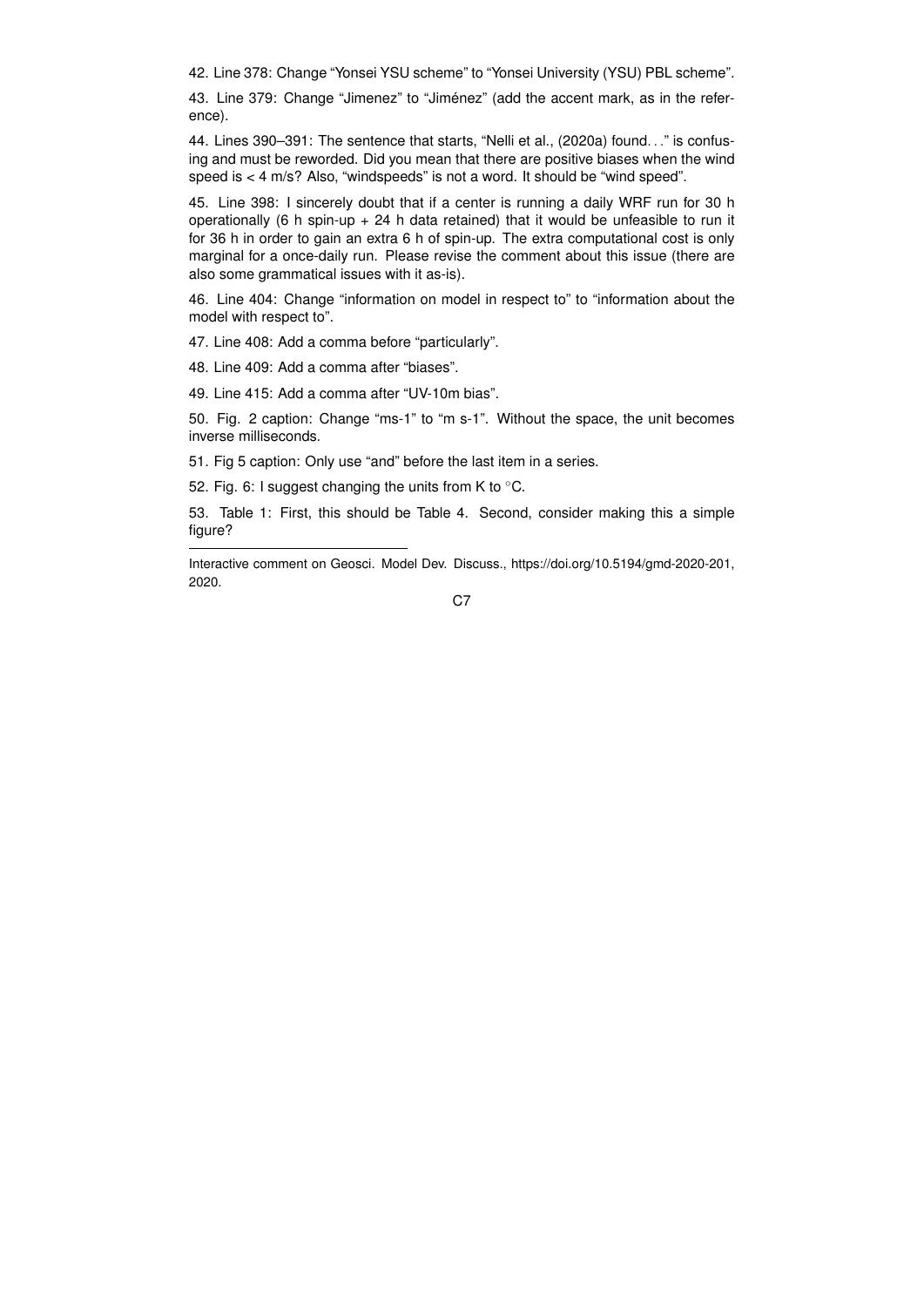42. Line 378: Change "Yonsei YSU scheme" to "Yonsei University (YSU) PBL scheme".

43. Line 379: Change "Jimenez" to "Jiménez" (add the accent mark, as in the reference).

44. Lines 390–391: The sentence that starts, "Nelli et al., (2020a) found..." is confusing and must be reworded. Did you mean that there are positive biases when the wind speed is < 4 m/s? Also, "windspeeds" is not a word. It should be "wind speed".

45. Line 398: I sincerely doubt that if a center is running a daily WRF run for 30 h operationally (6 h spin-up + 24 h data retained) that it would be unfeasible to run it for 36 h in order to gain an extra 6 h of spin-up. The extra computational cost is only marginal for a once-daily run. Please revise the comment about this issue (there are also some grammatical issues with it as-is).

46. Line 404: Change "information on model in respect to" to "information about the model with respect to".

47. Line 408: Add a comma before "particularly".

48. Line 409: Add a comma after "biases".

49. Line 415: Add a comma after "UV-10m bias".

50. Fig. 2 caption: Change "ms-1" to "m s-1". Without the space, the unit becomes inverse milliseconds.

51. Fig 5 caption: Only use "and" before the last item in a series.

52. Fig. 6: I suggest changing the units from K to °C.

53. Table 1: First, this should be Table 4. Second, consider making this a simple figure?

---

Interactive comment on Geosci. Model Dev. Discuss., https://doi.org/10.5194/gmd-2020-201, 2020.